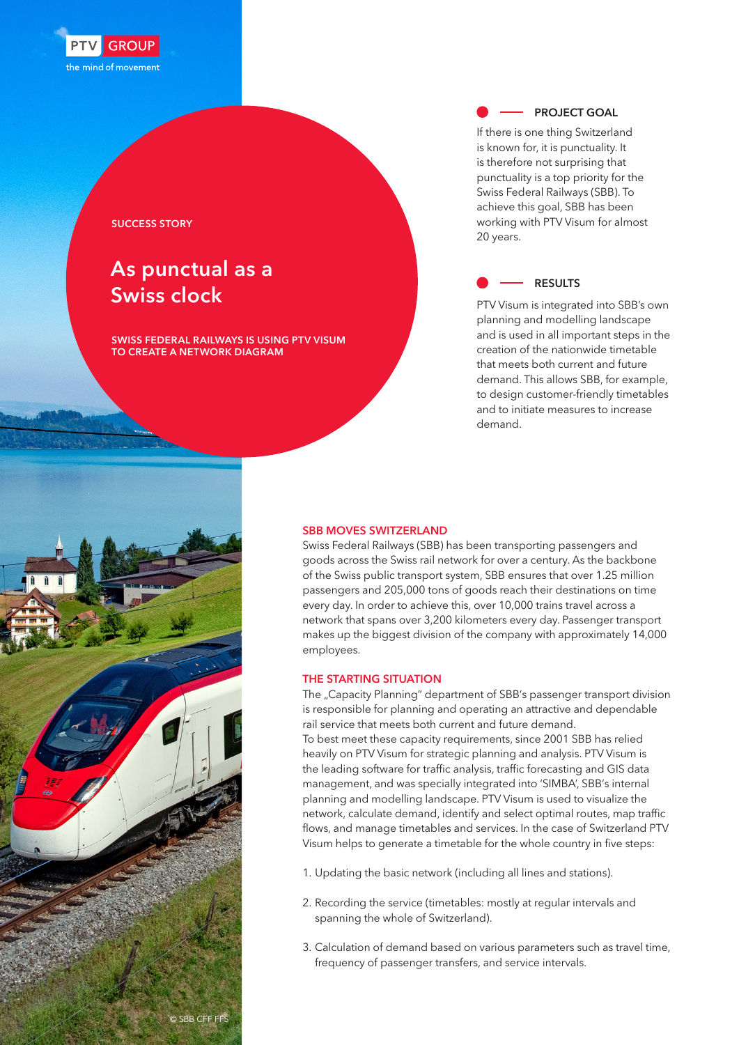PTV GROUP
the mind of movement

SUCCESS STORY

# As punctual as a Swiss clock

SWISS FEDERAL RAILWAYS IS USING PTV VISUM TO CREATE A NETWORK DIAGRAM

## PROJECT GOAL

If there is one thing Switzerland is known for, it is punctuality. It is therefore not surprising that punctuality is a top priority for the Swiss Federal Railways (SBB). To achieve this goal, SBB has been working with PTV Visum for almost 20 years.

## RESULTS

PTV Visum is integrated into SBB's own planning and modelling landscape and is used in all important steps in the creation of the nationwide timetable that meets both current and future demand. This allows SBB, for example, to design customer-friendly timetables and to initiate measures to increase demand.

## SBB MOVES SWITZERLAND

Swiss Federal Railways (SBB) has been transporting passengers and goods across the Swiss rail network for over a century. As the backbone of the Swiss public transport system, SBB ensures that over 1.25 million passengers and 205,000 tons of goods reach their destinations on time every day. In order to achieve this, over 10,000 trains travel across a network that spans over 3,200 kilometers every day. Passenger transport makes up the biggest division of the company with approximately 14,000 employees.

## THE STARTING SITUATION

The „Capacity Planning" department of SBB's passenger transport division is responsible for planning and operating an attractive and dependable rail service that meets both current and future demand.
To best meet these capacity requirements, since 2001 SBB has relied heavily on PTV Visum for strategic planning and analysis. PTV Visum is the leading software for traffic analysis, traffic forecasting and GIS data management, and was specially integrated into 'SIMBA', SBB's internal planning and modelling landscape. PTV Visum is used to visualize the network, calculate demand, identify and select optimal routes, map traffic flows, and manage timetables and services. In the case of Switzerland PTV Visum helps to generate a timetable for the whole country in five steps:

1. Updating the basic network (including all lines and stations).
2. Recording the service (timetables: mostly at regular intervals and spanning the whole of Switzerland).
3. Calculation of demand based on various parameters such as travel time, frequency of passenger transfers, and service intervals.

© SBB CFF FFS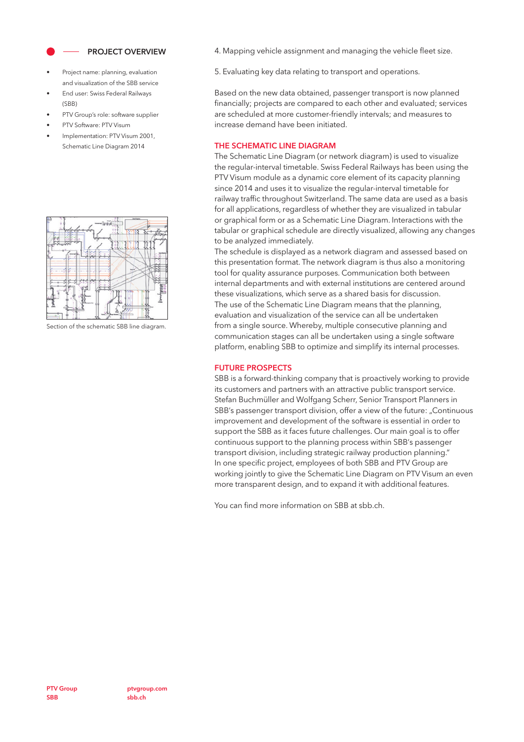## PROJECT OVERVIEW

- Project name: planning, evaluation and visualization of the SBB service
- End user: Swiss Federal Railways (SBB)
- PTV Group's role: software supplier
- PTV Software: PTV Visum
- Implementation: PTV Visum 2001, Schematic Line Diagram 2014

Section of the schematic SBB line diagram.

4. Mapping vehicle assignment and managing the vehicle fleet size.

5. Evaluating key data relating to transport and operations.

Based on the new data obtained, passenger transport is now planned financially; projects are compared to each other and evaluated; services are scheduled at more customer-friendly intervals; and measures to increase demand have been initiated.

## THE SCHEMATIC LINE DIAGRAM

The Schematic Line Diagram (or network diagram) is used to visualize the regular-interval timetable. Swiss Federal Railways has been using the PTV Visum module as a dynamic core element of its capacity planning since 2014 and uses it to visualize the regular-interval timetable for railway traffic throughout Switzerland. The same data are used as a basis for all applications, regardless of whether they are visualized in tabular or graphical form or as a Schematic Line Diagram. Interactions with the tabular or graphical schedule are directly visualized, allowing any changes to be analyzed immediately.
The schedule is displayed as a network diagram and assessed based on this presentation format. The network diagram is thus also a monitoring tool for quality assurance purposes. Communication both between internal departments and with external institutions are centered around these visualizations, which serve as a shared basis for discussion.
The use of the Schematic Line Diagram means that the planning, evaluation and visualization of the service can all be undertaken from a single source. Whereby, multiple consecutive planning and communication stages can all be undertaken using a single software platform, enabling SBB to optimize and simplify its internal processes.

## FUTURE PROSPECTS

SBB is a forward-thinking company that is proactively working to provide its customers and partners with an attractive public transport service. Stefan Buchmüller and Wolfgang Scherr, Senior Transport Planners in SBB's passenger transport division, offer a view of the future: „Continuous improvement and development of the software is essential in order to support the SBB as it faces future challenges. Our main goal is to offer continuous support to the planning process within SBB's passenger transport division, including strategic railway production planning."
In one specific project, employees of both SBB and PTV Group are working jointly to give the Schematic Line Diagram on PTV Visum an even more transparent design, and to expand it with additional features.

You can find more information on SBB at sbb.ch.

**PTV Group** ptvgroup.com
**SBB** sbb.ch